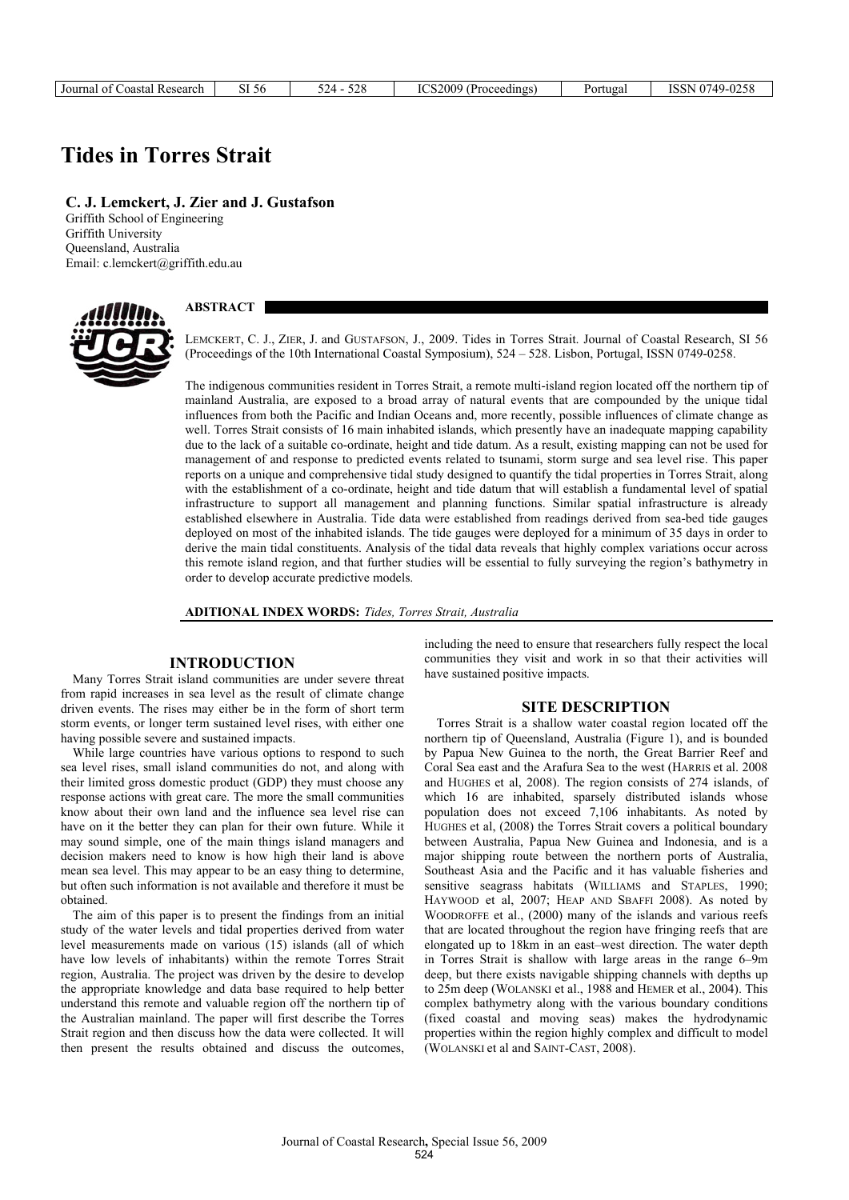# Tides in Torres Strait

**C. J. Lemckert, J. Zier and J. Gustafson**

Griffith School of Engineering
Griffith University
Queensland, Australia
Email: c.lemckert@griffith.edu.au

## ABSTRACT

LEMCKERT, C. J., ZIER, J. and GUSTAFSON, J., 2009. Tides in Torres Strait. Journal of Coastal Research, SI 56 (Proceedings of the 10th International Coastal Symposium), 524 – 528. Lisbon, Portugal, ISSN 0749-0258.

The indigenous communities resident in Torres Strait, a remote multi-island region located off the northern tip of mainland Australia, are exposed to a broad array of natural events that are compounded by the unique tidal influences from both the Pacific and Indian Oceans and, more recently, possible influences of climate change as well. Torres Strait consists of 16 main inhabited islands, which presently have an inadequate mapping capability due to the lack of a suitable co-ordinate, height and tide datum. As a result, existing mapping can not be used for management of and response to predicted events related to tsunami, storm surge and sea level rise. This paper reports on a unique and comprehensive tidal study designed to quantify the tidal properties in Torres Strait, along with the establishment of a co-ordinate, height and tide datum that will establish a fundamental level of spatial infrastructure to support all management and planning functions. Similar spatial infrastructure is already established elsewhere in Australia. Tide data were established from readings derived from sea-bed tide gauges deployed on most of the inhabited islands. The tide gauges were deployed for a minimum of 35 days in order to derive the main tidal constituents. Analysis of the tidal data reveals that highly complex variations occur across this remote island region, and that further studies will be essential to fully surveying the region's bathymetry in order to develop accurate predictive models.

**ADITIONAL INDEX WORDS:** *Tides, Torres Strait, Australia*

## INTRODUCTION

Many Torres Strait island communities are under severe threat from rapid increases in sea level as the result of climate change driven events. The rises may either be in the form of short term storm events, or longer term sustained level rises, with either one having possible severe and sustained impacts.

While large countries have various options to respond to such sea level rises, small island communities do not, and along with their limited gross domestic product (GDP) they must choose any response actions with great care. The more the small communities know about their own land and the influence sea level rise can have on it the better they can plan for their own future. While it may sound simple, one of the main things island managers and decision makers need to know is how high their land is above mean sea level. This may appear to be an easy thing to determine, but often such information is not available and therefore it must be obtained.

The aim of this paper is to present the findings from an initial study of the water levels and tidal properties derived from water level measurements made on various (15) islands (all of which have low levels of inhabitants) within the remote Torres Strait region, Australia. The project was driven by the desire to develop the appropriate knowledge and data base required to help better understand this remote and valuable region off the northern tip of the Australian mainland. The paper will first describe the Torres Strait region and then discuss how the data were collected. It will then present the results obtained and discuss the outcomes, including the need to ensure that researchers fully respect the local communities they visit and work in so that their activities will have sustained positive impacts.

## SITE DESCRIPTION

Torres Strait is a shallow water coastal region located off the northern tip of Queensland, Australia (Figure 1), and is bounded by Papua New Guinea to the north, the Great Barrier Reef and Coral Sea east and the Arafura Sea to the west (HARRIS et al. 2008 and HUGHES et al, 2008). The region consists of 274 islands, of which 16 are inhabited, sparsely distributed islands whose population does not exceed 7,106 inhabitants. As noted by HUGHES et al, (2008) the Torres Strait covers a political boundary between Australia, Papua New Guinea and Indonesia, and is a major shipping route between the northern ports of Australia, Southeast Asia and the Pacific and it has valuable fisheries and sensitive seagrass habitats (WILLIAMS and STAPLES, 1990; HAYWOOD et al, 2007; HEAP AND SBAFFI 2008). As noted by WOODROFFE et al., (2000) many of the islands and various reefs that are located throughout the region have fringing reefs that are elongated up to 18km in an east–west direction. The water depth in Torres Strait is shallow with large areas in the range 6–9m deep, but there exists navigable shipping channels with depths up to 25m deep (WOLANSKI et al., 1988 and HEMER et al., 2004). This complex bathymetry along with the various boundary conditions (fixed coastal and moving seas) makes the hydrodynamic properties within the region highly complex and difficult to model (WOLANSKI et al and SAINT-CAST, 2008).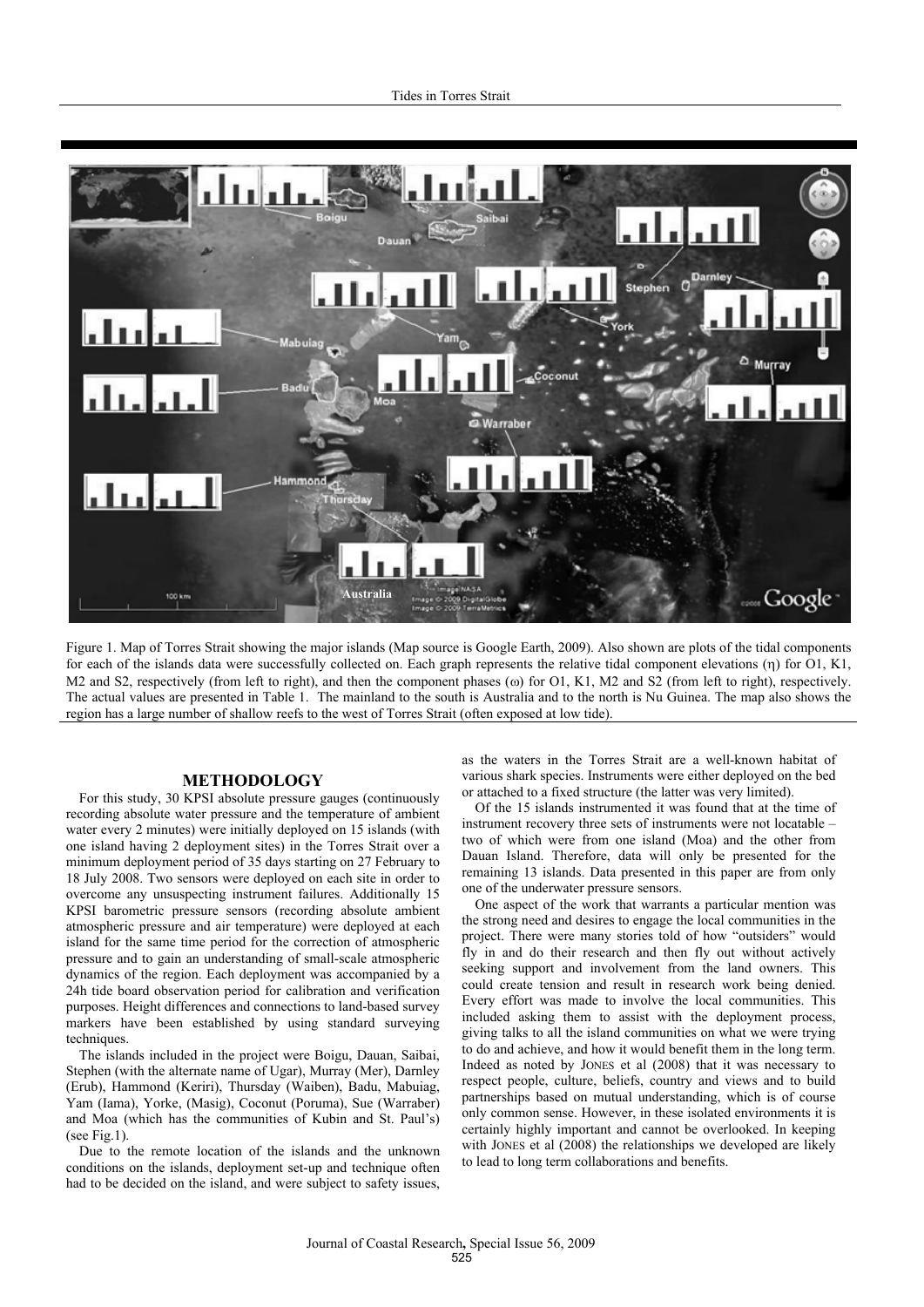Figure 1. Map of Torres Strait showing the major islands (Map source is Google Earth, 2009). Also shown are plots of the tidal components for each of the islands data were successfully collected on. Each graph represents the relative tidal component elevations (η) for O1, K1, M2 and S2, respectively (from left to right), and then the component phases (ω) for O1, K1, M2 and S2 (from left to right), respectively. The actual values are presented in Table 1. The mainland to the south is Australia and to the north is Nu Guinea. The map also shows the region has a large number of shallow reefs to the west of Torres Strait (often exposed at low tide).

## METHODOLOGY

For this study, 30 KPSI absolute pressure gauges (continuously recording absolute water pressure and the temperature of ambient water every 2 minutes) were initially deployed on 15 islands (with one island having 2 deployment sites) in the Torres Strait over a minimum deployment period of 35 days starting on 27 February to 18 July 2008. Two sensors were deployed on each site in order to overcome any unsuspecting instrument failures. Additionally 15 KPSI barometric pressure sensors (recording absolute ambient atmospheric pressure and air temperature) were deployed at each island for the same time period for the correction of atmospheric pressure and to gain an understanding of small-scale atmospheric dynamics of the region. Each deployment was accompanied by a 24h tide board observation period for calibration and verification purposes. Height differences and connections to land-based survey markers have been established by using standard surveying techniques.

The islands included in the project were Boigu, Dauan, Saibai, Stephen (with the alternate name of Ugar), Murray (Mer), Darnley (Erub), Hammond (Keriri), Thursday (Waiben), Badu, Mabuiag, Yam (Iama), Yorke, (Masig), Coconut (Poruma), Sue (Warraber) and Moa (which has the communities of Kubin and St. Paul's) (see Fig.1).

Due to the remote location of the islands and the unknown conditions on the islands, deployment set-up and technique often had to be decided on the island, and were subject to safety issues, as the waters in the Torres Strait are a well-known habitat of various shark species. Instruments were either deployed on the bed or attached to a fixed structure (the latter was very limited).

Of the 15 islands instrumented it was found that at the time of instrument recovery three sets of instruments were not locatable – two of which were from one island (Moa) and the other from Dauan Island. Therefore, data will only be presented for the remaining 13 islands. Data presented in this paper are from only one of the underwater pressure sensors.

One aspect of the work that warrants a particular mention was the strong need and desires to engage the local communities in the project. There were many stories told of how "outsiders" would fly in and do their research and then fly out without actively seeking support and involvement from the land owners. This could create tension and result in research work being denied. Every effort was made to involve the local communities. This included asking them to assist with the deployment process, giving talks to all the island communities on what we were trying to do and achieve, and how it would benefit them in the long term. Indeed as noted by JONES et al (2008) that it was necessary to respect people, culture, beliefs, country and views and to build partnerships based on mutual understanding, which is of course only common sense. However, in these isolated environments it is certainly highly important and cannot be overlooked. In keeping with JONES et al (2008) the relationships we developed are likely to lead to long term collaborations and benefits.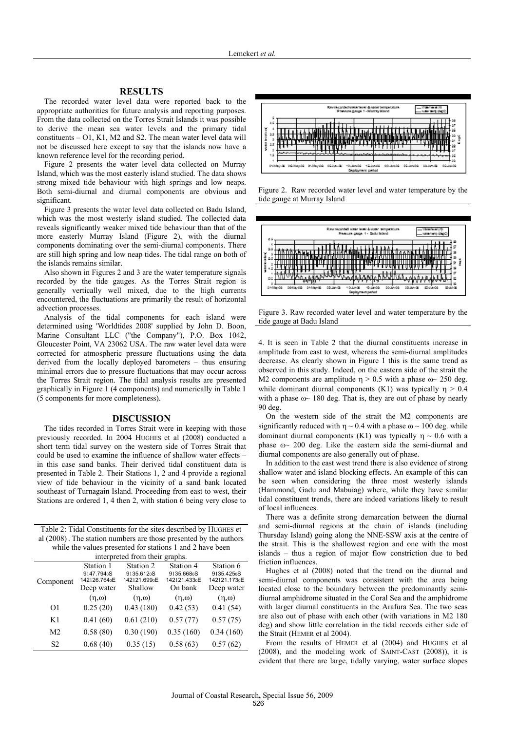## RESULTS

The recorded water level data were reported back to the appropriate authorities for future analysis and reporting purposes. From the data collected on the Torres Strait Islands it was possible to derive the mean sea water levels and the primary tidal constituents – O1, K1, M2 and S2. The mean water level data will not be discussed here except to say that the islands now have a known reference level for the recording period.

Figure 2 presents the water level data collected on Murray Island, which was the most easterly island studied. The data shows strong mixed tide behaviour with high springs and low neaps. Both semi-diurnal and diurnal components are obvious and significant.

Figure 3 presents the water level data collected on Badu Island, which was the most westerly island studied. The collected data reveals significantly weaker mixed tide behaviour than that of the more easterly Murray Island (Figure 2), with the diurnal components dominating over the semi-diurnal components. There are still high spring and low neap tides. The tidal range on both of the islands remains similar.

Also shown in Figures 2 and 3 are the water temperature signals recorded by the tide gauges. As the Torres Strait region is generally vertically well mixed, due to the high currents encountered, the fluctuations are primarily the result of horizontal advection processes.

Analysis of the tidal components for each island were determined using 'Worldtides 2008' supplied by John D. Boon, Marine Consultant LLC ("the Company"), P.O. Box 1042, Gloucester Point, VA 23062 USA. The raw water level data were corrected for atmospheric pressure fluctuations using the data derived from the locally deployed barometers – thus ensuring minimal errors due to pressure fluctuations that may occur across the Torres Strait region. The tidal analysis results are presented graphically in Figure 1 (4 components) and numerically in Table 1 (5 components for more completeness).

## DISCUSSION

The tides recorded in Torres Strait were in keeping with those previously recorded. In 2004 HUGHES et al (2008) conducted a short term tidal survey on the western side of Torres Strait that could be used to examine the influence of shallow water effects – in this case sand banks. Their derived tidal constituent data is presented in Table 2. Their Stations 1, 2 and 4 provide a regional view of tide behaviour in the vicinity of a sand bank located southeast of Turnagain Island. Proceeding from east to west, their Stations are ordered 1, 4 then 2, with station 6 being very close to

Table 2: Tidal Constituents for the sites described by HUGHES et al (2008) . The station numbers are those presented by the authors while the values presented for stations 1 and 2 have been interpreted from their graphs.

| Component | Station 1<br>9°47.794oS<br>142°26.764oE<br>Deep water<br>($\eta$,$\omega$) | Station 2<br>9°35.612oS<br>142°21.699oE<br>Shallow<br>($\eta$,$\omega$) | Station 4<br>9°35.668oS<br>142°21.433oE<br>On bank<br>($\eta$,$\omega$) | Station 6<br>9°35.425oS<br>142°21.173oE<br>Deep water<br>($\eta$,$\omega$) |
|---|---|---|---|---|
| O1 | 0.25 (20) | 0.43 (180) | 0.42 (53) | 0.41 (54) |
| K1 | 0.41 (60) | 0.61 (210) | 0.57 (77) | 0.57 (75) |
| M2 | 0.58 (80) | 0.30 (190) | 0.35 (160) | 0.34 (160) |
| S2 | 0.68 (40) | 0.35 (15) | 0.58 (63) | 0.57 (62) |

Figure 2. Raw recorded water level and water temperature by the tide gauge at Murray Island

Figure 3. Raw recorded water level and water temperature by the tide gauge at Badu Island

4. It is seen in Table 2 that the diurnal constituents increase in amplitude from east to west, whereas the semi-diurnal amplitudes decrease. As clearly shown in Figure 1 this is the same trend as observed in this study. Indeed, on the eastern side of the strait the M2 components are amplitude $\eta > 0.5$ with a phase $\omega \sim 250$ deg. while dominant diurnal components (K1) was typically $\eta > 0.4$ with a phase $\omega \sim 180$ deg. That is, they are out of phase by nearly 90 deg.

On the western side of the strait the M2 components are significantly reduced with $\eta \sim 0.4$ with a phase $\omega \sim 100$ deg. while dominant diurnal components (K1) was typically $\eta \sim 0.6$ with a phase $\omega \sim 200$ deg. Like the eastern side the semi-diurnal and diurnal components are also generally out of phase.

In addition to the east west trend there is also evidence of strong shallow water and island blocking effects. An example of this can be seen when considering the three most westerly islands (Hammond, Gadu and Mabuiag) where, while they have similar tidal constituent trends, there are indeed variations likely to result of local influences.

There was a definite strong demarcation between the diurnal and semi-diurnal regions at the chain of islands (including Thursday Island) going along the NNE-SSW axis at the centre of the strait. This is the shallowest region and one with the most islands – thus a region of major flow constriction due to bed friction influences.

Hughes et al (2008) noted that the trend on the diurnal and semi-diurnal components was consistent with the area being located close to the boundary between the predominantly semi-diurnal amphidrome situated in the Coral Sea and the amphidrome with larger diurnal constituents in the Arafura Sea. The two seas are also out of phase with each other (with variations in M2 180 deg) and show little correlation in the tidal records either side of the Strait (HEMER et al 2004).

From the results of HEMER et al (2004) and HUGHES et al (2008), and the modeling work of SAINT-CAST (2008)), it is evident that there are large, tidally varying, water surface slopes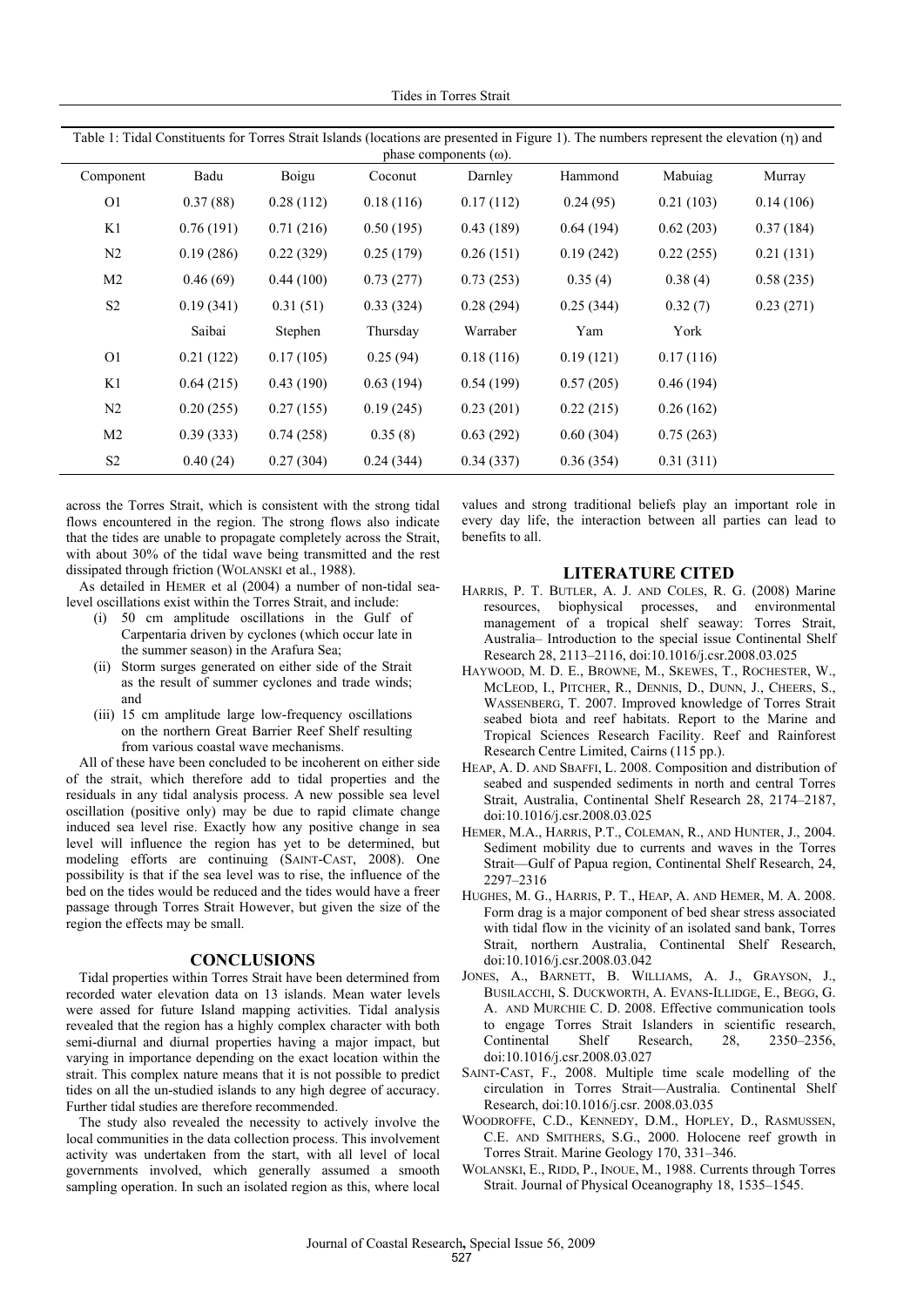Table 1: Tidal Constituents for Torres Strait Islands (locations are presented in Figure 1). The numbers represent the elevation ($\eta$) and phase components ($\omega$).

| Component | Badu | Boigu | Coconut | Darnley | Hammond | Mabuiag | Murray |
|---|---|---|---|---|---|---|---|
| O1 | 0.37 (88) | 0.28 (112) | 0.18 (116) | 0.17 (112) | 0.24 (95) | 0.21 (103) | 0.14 (106) |
| K1 | 0.76 (191) | 0.71 (216) | 0.50 (195) | 0.43 (189) | 0.64 (194) | 0.62 (203) | 0.37 (184) |
| N2 | 0.19 (286) | 0.22 (329) | 0.25 (179) | 0.26 (151) | 0.19 (242) | 0.22 (255) | 0.21 (131) |
| M2 | 0.46 (69) | 0.44 (100) | 0.73 (277) | 0.73 (253) | 0.35 (4) | 0.38 (4) | 0.58 (235) |
| S2 | 0.19 (341) | 0.31 (51) | 0.33 (324) | 0.28 (294) | 0.25 (344) | 0.32 (7) | 0.23 (271) |
| | Saibai | Stephen | Thursday | Warraber | Yam | York | |
| O1 | 0.21 (122) | 0.17 (105) | 0.25 (94) | 0.18 (116) | 0.19 (121) | 0.17 (116) | |
| K1 | 0.64 (215) | 0.43 (190) | 0.63 (194) | 0.54 (199) | 0.57 (205) | 0.46 (194) | |
| N2 | 0.20 (255) | 0.27 (155) | 0.19 (245) | 0.23 (201) | 0.22 (215) | 0.26 (162) | |
| M2 | 0.39 (333) | 0.74 (258) | 0.35 (8) | 0.63 (292) | 0.60 (304) | 0.75 (263) | |
| S2 | 0.40 (24) | 0.27 (304) | 0.24 (344) | 0.34 (337) | 0.36 (354) | 0.31 (311) | |

across the Torres Strait, which is consistent with the strong tidal flows encountered in the region. The strong flows also indicate that the tides are unable to propagate completely across the Strait, with about 30% of the tidal wave being transmitted and the rest dissipated through friction (WOLANSKI et al., 1988).

As detailed in HEMER et al (2004) a number of non-tidal sea-level oscillations exist within the Torres Strait, and include:

(i) 50 cm amplitude oscillations in the Gulf of Carpentaria driven by cyclones (which occur late in the summer season) in the Arafura Sea;

(ii) Storm surges generated on either side of the Strait as the result of summer cyclones and trade winds; and

(iii) 15 cm amplitude large low-frequency oscillations on the northern Great Barrier Reef Shelf resulting from various coastal wave mechanisms.

All of these have been concluded to be incoherent on either side of the strait, which therefore add to tidal properties and the residuals in any tidal analysis process. A new possible sea level oscillation (positive only) may be due to rapid climate change induced sea level rise. Exactly how any positive change in sea level will influence the region has yet to be determined, but modeling efforts are continuing (SAINT-CAST, 2008). One possibility is that if the sea level was to rise, the influence of the bed on the tides would be reduced and the tides would have a freer passage through Torres Strait However, but given the size of the region the effects may be small.

## CONCLUSIONS

Tidal properties within Torres Strait have been determined from recorded water elevation data on 13 islands. Mean water levels were assed for future Island mapping activities. Tidal analysis revealed that the region has a highly complex character with both semi-diurnal and diurnal properties having a major impact, but varying in importance depending on the exact location within the strait. This complex nature means that it is not possible to predict tides on all the un-studied islands to any high degree of accuracy. Further tidal studies are therefore recommended.

The study also revealed the necessity to actively involve the local communities in the data collection process. This involvement activity was undertaken from the start, with all level of local governments involved, which generally assumed a smooth sampling operation. In such an isolated region as this, where local values and strong traditional beliefs play an important role in every day life, the interaction between all parties can lead to benefits to all.

## LITERATURE CITED

HARRIS, P. T. BUTLER, A. J. AND COLES, R. G. (2008) Marine resources, biophysical processes, and environmental management of a tropical shelf seaway: Torres Strait, Australia– Introduction to the special issue Continental Shelf Research 28, 2113–2116, doi:10.1016/j.csr.2008.03.025

HAYWOOD, M. D. E., BROWNE, M., SKEWES, T., ROCHESTER, W., MCLEOD, I., PITCHER, R., DENNIS, D., DUNN, J., CHEERS, S., WASSENBERG, T. 2007. Improved knowledge of Torres Strait seabed biota and reef habitats. Report to the Marine and Tropical Sciences Research Facility. Reef and Rainforest Research Centre Limited, Cairns (115 pp.).

HEAP, A. D. AND SBAFFI, L. 2008. Composition and distribution of seabed and suspended sediments in north and central Torres Strait, Australia, Continental Shelf Research 28, 2174–2187, doi:10.1016/j.csr.2008.03.025

HEMER, M.A., HARRIS, P.T., COLEMAN, R., AND HUNTER, J., 2004. Sediment mobility due to currents and waves in the Torres Strait—Gulf of Papua region, Continental Shelf Research, 24, 2297–2316

HUGHES, M. G., HARRIS, P. T., HEAP, A. AND HEMER, M. A. 2008. Form drag is a major component of bed shear stress associated with tidal flow in the vicinity of an isolated sand bank, Torres Strait, northern Australia, Continental Shelf Research, doi:10.1016/j.csr.2008.03.042

JONES, A., BARNETT, B. WILLIAMS, A. J., GRAYSON, J., BUSILACCHI, S. DUCKWORTH, A. EVANS-ILLIDGE, E., BEGG, G. A. AND MURCHIE C. D. 2008. Effective communication tools to engage Torres Strait Islanders in scientific research, Continental Shelf Research, 28, 2350–2356, doi:10.1016/j.csr.2008.03.027

SAINT-CAST, F., 2008. Multiple time scale modelling of the circulation in Torres Strait—Australia. Continental Shelf Research, doi:10.1016/j.csr. 2008.03.035

WOODROFFE, C.D., KENNEDY, D.M., HOPLEY, D., RASMUSSEN, C.E. AND SMITHERS, S.G., 2000. Holocene reef growth in Torres Strait. Marine Geology 170, 331–346.

WOLANSKI, E., RIDD, P., INOUE, M., 1988. Currents through Torres Strait. Journal of Physical Oceanography 18, 1535–1545.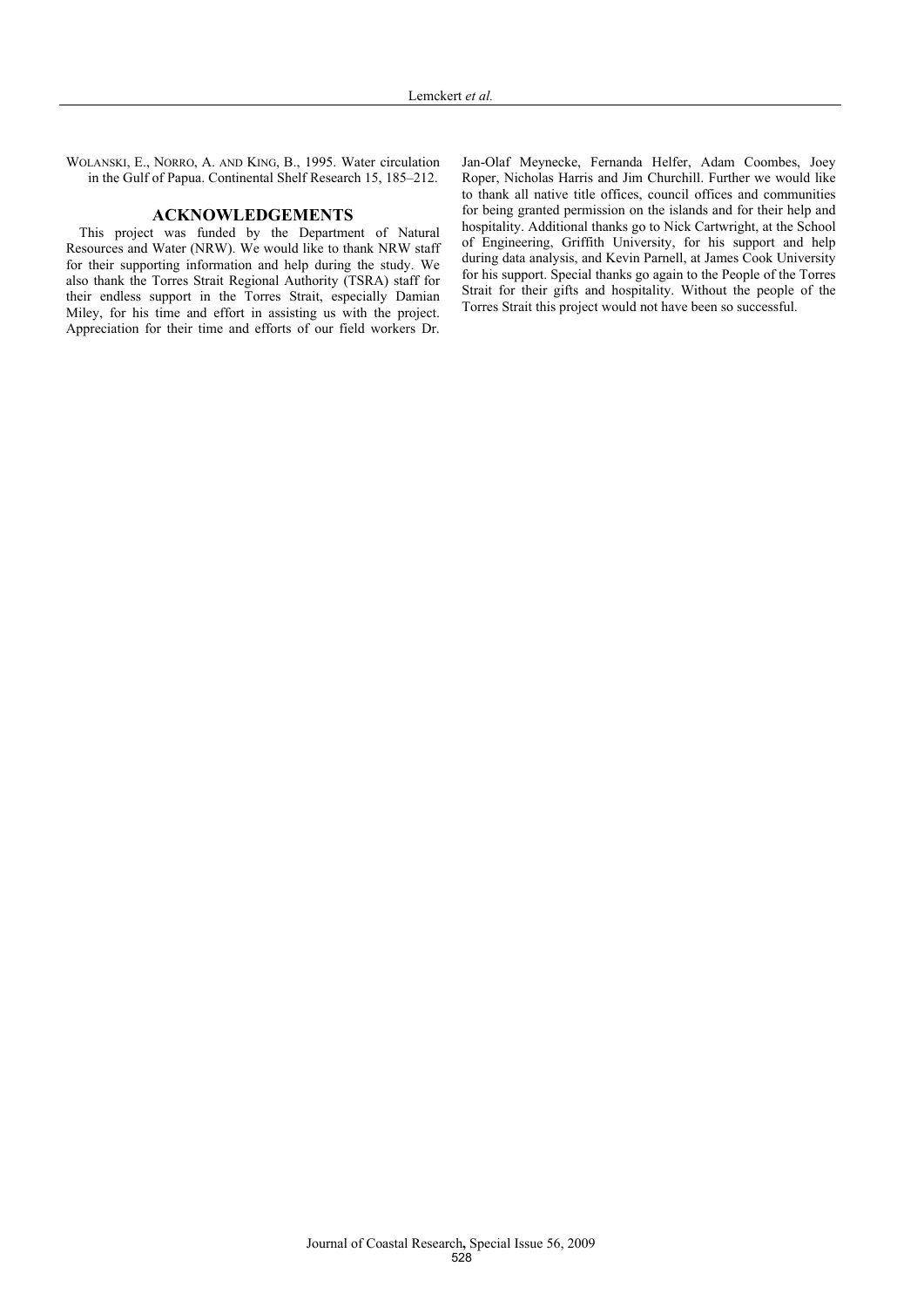WOLANSKI, E., NORRO, A. AND KING, B., 1995. Water circulation in the Gulf of Papua. Continental Shelf Research 15, 185–212.

## ACKNOWLEDGEMENTS

This project was funded by the Department of Natural Resources and Water (NRW). We would like to thank NRW staff for their supporting information and help during the study. We also thank the Torres Strait Regional Authority (TSRA) staff for their endless support in the Torres Strait, especially Damian Miley, for his time and effort in assisting us with the project. Appreciation for their time and efforts of our field workers Dr. Jan-Olaf Meynecke, Fernanda Helfer, Adam Coombes, Joey Roper, Nicholas Harris and Jim Churchill. Further we would like to thank all native title offices, council offices and communities for being granted permission on the islands and for their help and hospitality. Additional thanks go to Nick Cartwright, at the School of Engineering, Griffith University, for his support and help during data analysis, and Kevin Parnell, at James Cook University for his support. Special thanks go again to the People of the Torres Strait for their gifts and hospitality. Without the people of the Torres Strait this project would not have been so successful.